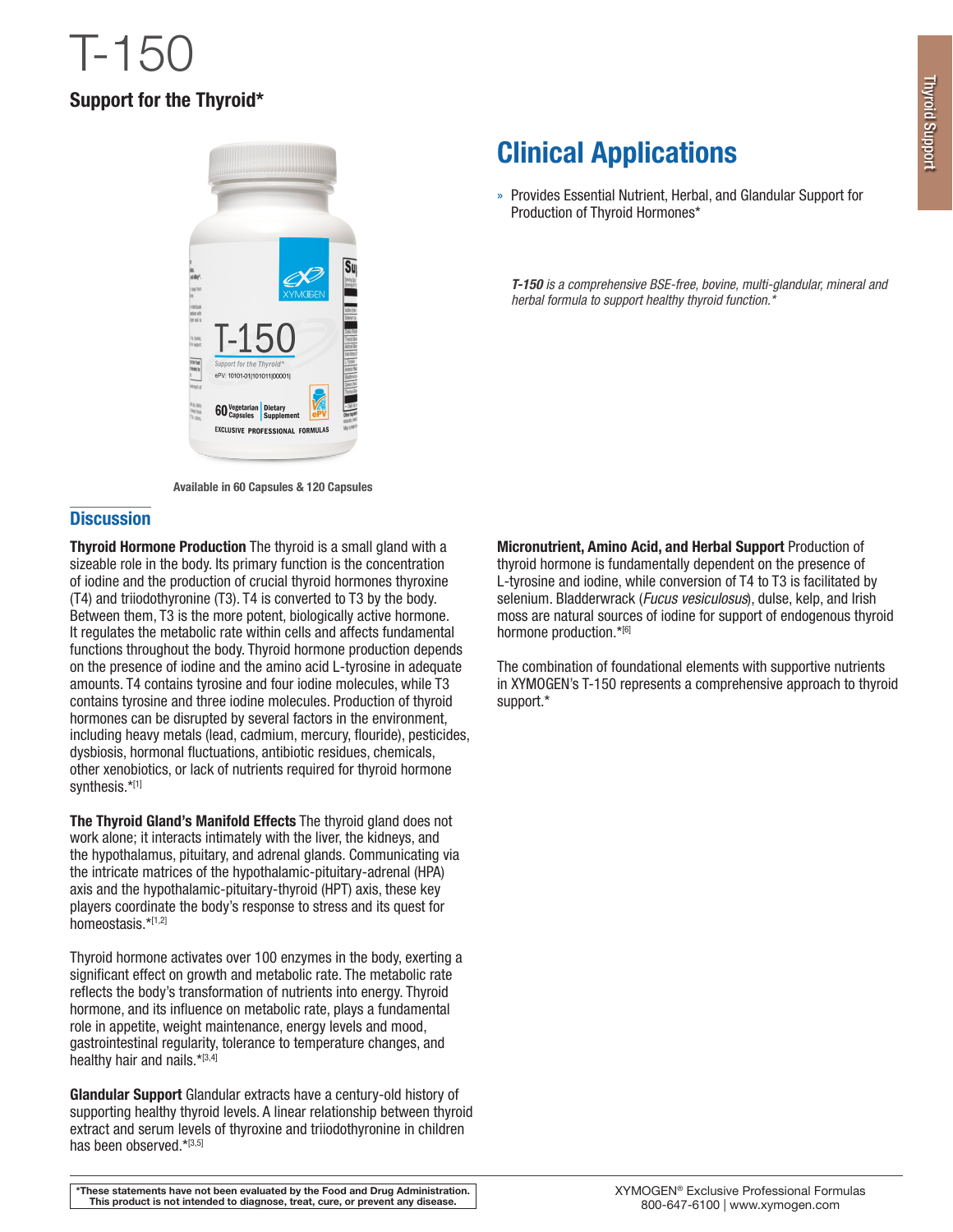# T-150

**Support for the Thyroid***

Available in 60 Capsules & 120 Capsules

## Clinical Applications

- Provides Essential Nutrient, Herbal, and Glandular Support for Production of Thyroid Hormones*

***T-150** is a comprehensive BSE-free, bovine, multi-glandular, mineral and herbal formula to support healthy thyroid function.**

## Discussion

**Thyroid Hormone Production** The thyroid is a small gland with a sizeable role in the body. Its primary function is the concentration of iodine and the production of crucial thyroid hormones thyroxine (T4) and triiodothyronine (T3). T4 is converted to T3 by the body. Between them, T3 is the more potent, biologically active hormone. It regulates the metabolic rate within cells and affects fundamental functions throughout the body. Thyroid hormone production depends on the presence of iodine and the amino acid L-tyrosine in adequate amounts. T4 contains tyrosine and four iodine molecules, while T3 contains tyrosine and three iodine molecules. Production of thyroid hormones can be disrupted by several factors in the environment, including heavy metals (lead, cadmium, mercury, flouride), pesticides, dysbiosis, hormonal fluctuations, antibiotic residues, chemicals, other xenobiotics, or lack of nutrients required for thyroid hormone synthesis.*[1]

**The Thyroid Gland's Manifold Effects** The thyroid gland does not work alone; it interacts intimately with the liver, the kidneys, and the hypothalamus, pituitary, and adrenal glands. Communicating via the intricate matrices of the hypothalamic-pituitary-adrenal (HPA) axis and the hypothalamic-pituitary-thyroid (HPT) axis, these key players coordinate the body's response to stress and its quest for homeostasis.*[1,2]

Thyroid hormone activates over 100 enzymes in the body, exerting a significant effect on growth and metabolic rate. The metabolic rate reflects the body's transformation of nutrients into energy. Thyroid hormone, and its influence on metabolic rate, plays a fundamental role in appetite, weight maintenance, energy levels and mood, gastrointestinal regularity, tolerance to temperature changes, and healthy hair and nails.*[3,4]

**Glandular Support** Glandular extracts have a century-old history of supporting healthy thyroid levels. A linear relationship between thyroid extract and serum levels of thyroxine and triiodothyronine in children has been observed.*[3,5]

**Micronutrient, Amino Acid, and Herbal Support** Production of thyroid hormone is fundamentally dependent on the presence of L-tyrosine and iodine, while conversion of T4 to T3 is facilitated by selenium. Bladderwrack (*Fucus vesiculosus*), dulse, kelp, and Irish moss are natural sources of iodine for support of endogenous thyroid hormone production.*[6]

The combination of foundational elements with supportive nutrients in XYMOGEN's T-150 represents a comprehensive approach to thyroid support.*

**\*These statements have not been evaluated by the Food and Drug Administration. This product is not intended to diagnose, treat, cure, or prevent any disease.**

XYMOGEN® Exclusive Professional Formulas
800-647-6100 | www.xymogen.com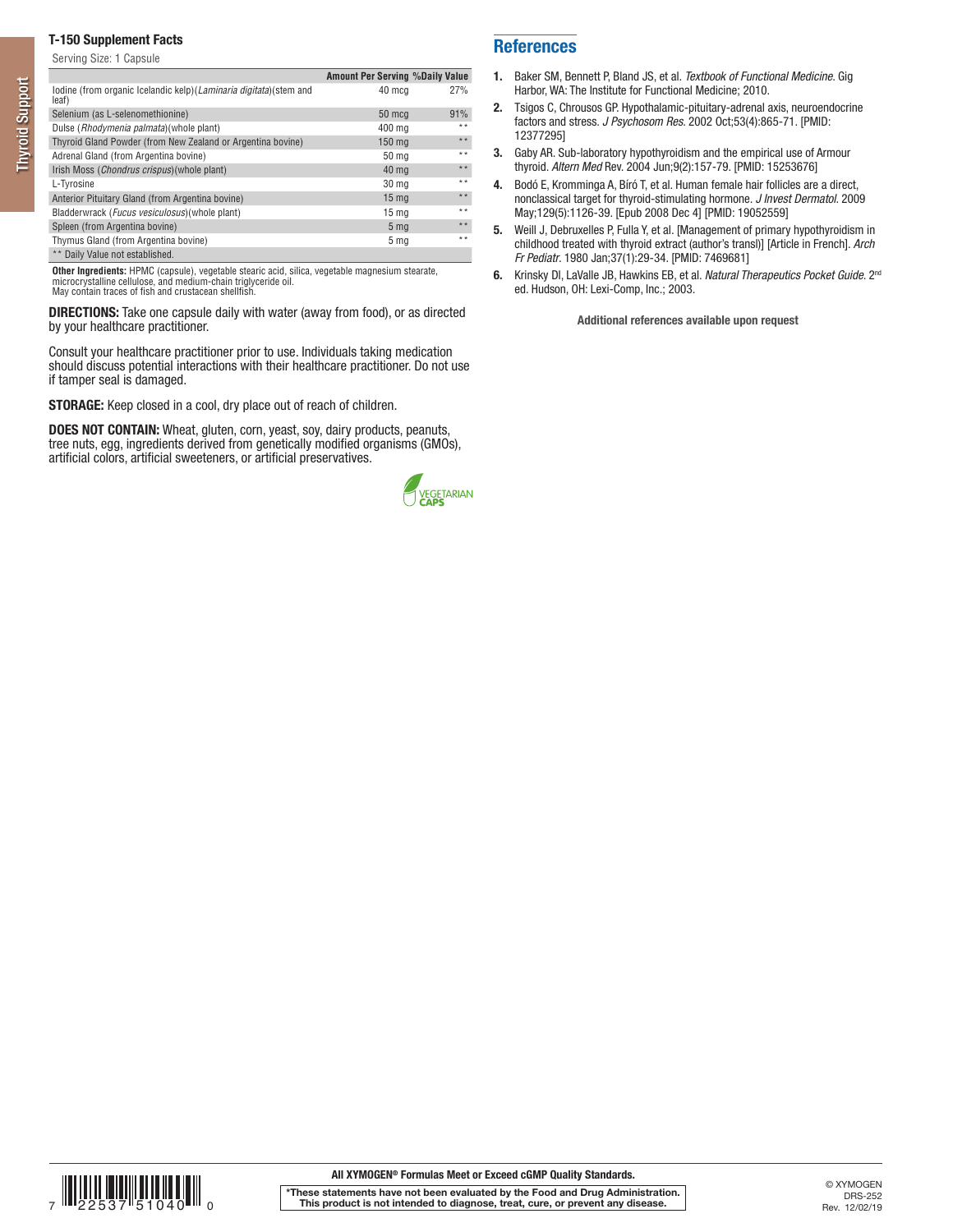Thyroid Support

## T-150 Supplement Facts

Serving Size: 1 Capsule

| | Amount Per Serving | %Daily Value |
|---|---|---|
| Iodine (from organic Icelandic kelp)(*Laminaria digitata*)(stem and leaf) | 40 mcg | 27% |
| Selenium (as L-selenomethionine) | 50 mcg | 91% |
| Dulse (*Rhodymenia palmata*)(whole plant) | 400 mg | ** |
| Thyroid Gland Powder (from New Zealand or Argentina bovine) | 150 mg | ** |
| Adrenal Gland (from Argentina bovine) | 50 mg | ** |
| Irish Moss (*Chondrus crispus*)(whole plant) | 40 mg | ** |
| L-Tyrosine | 30 mg | ** |
| Anterior Pituitary Gland (from Argentina bovine) | 15 mg | ** |
| Bladderwrack (*Fucus vesiculosus*)(whole plant) | 15 mg | ** |
| Spleen (from Argentina bovine) | 5 mg | ** |
| Thymus Gland (from Argentina bovine) | 5 mg | ** |
| ** Daily Value not established. | | |

**Other Ingredients:** HPMC (capsule), vegetable stearic acid, silica, vegetable magnesium stearate, microcrystalline cellulose, and medium-chain triglyceride oil.
May contain traces of fish and crustacean shellfish.

**DIRECTIONS:** Take one capsule daily with water (away from food), or as directed by your healthcare practitioner.

Consult your healthcare practitioner prior to use. Individuals taking medication should discuss potential interactions with their healthcare practitioner. Do not use if tamper seal is damaged.

**STORAGE:** Keep closed in a cool, dry place out of reach of children.

**DOES NOT CONTAIN:** Wheat, gluten, corn, yeast, soy, dairy products, peanuts, tree nuts, egg, ingredients derived from genetically modified organisms (GMOs), artificial colors, artificial sweeteners, or artificial preservatives.

VEGETARIAN CAPS

## References

1. Baker SM, Bennett P, Bland JS, et al. *Textbook of Functional Medicine.* Gig Harbor, WA: The Institute for Functional Medicine; 2010.
2. Tsigos C, Chrousos GP. Hypothalamic-pituitary-adrenal axis, neuroendocrine factors and stress. *J Psychosom Res.* 2002 Oct;53(4):865-71. [PMID: 12377295]
3. Gaby AR. Sub-laboratory hypothyroidism and the empirical use of Armour thyroid. *Altern Med* Rev. 2004 Jun;9(2):157-79. [PMID: 15253676]
4. Bodó E, Kromminga A, Bíró T, et al. Human female hair follicles are a direct, nonclassical target for thyroid-stimulating hormone. *J Invest Dermatol.* 2009 May;129(5):1126-39. [Epub 2008 Dec 4] [PMID: 19052559]
5. Weill J, Debruxelles P, Fulla Y, et al. [Management of primary hypothyroidism in childhood treated with thyroid extract (author's transl)] [Article in French]. *Arch Fr Pediatr.* 1980 Jan;37(1):29-34. [PMID: 7469681]
6. Krinsky DI, LaValle JB, Hawkins EB, et al. *Natural Therapeutics Pocket Guide.* 2nd ed. Hudson, OH: Lexi-Comp, Inc.; 2003.

**Additional references available upon request**

7 22537 51040 0

**All XYMOGEN® Formulas Meet or Exceed cGMP Quality Standards.**

**\*These statements have not been evaluated by the Food and Drug Administration. This product is not intended to diagnose, treat, cure, or prevent any disease.**

© XYMOGEN
DRS-252
Rev. 12/02/19